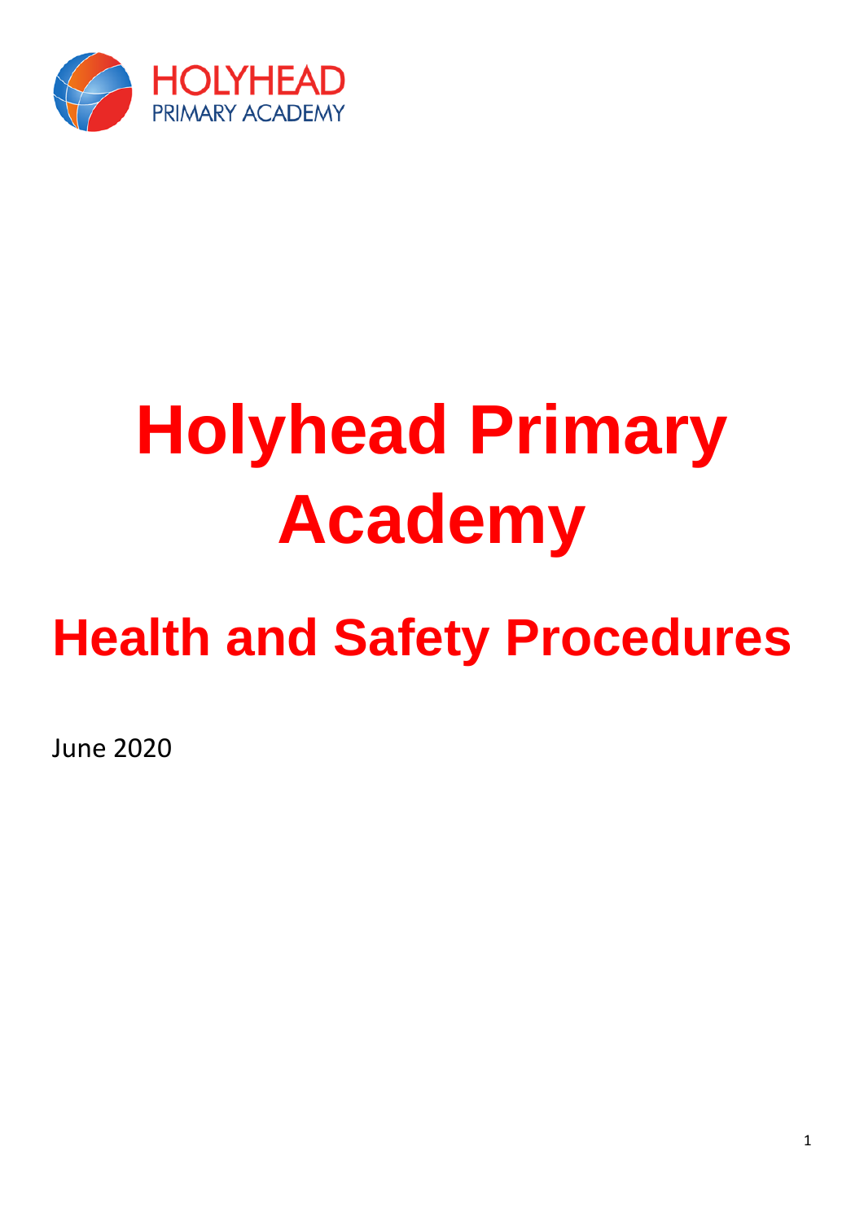HOLYHEAD
PRIMARY ACADEMY

# Holyhead Primary Academy

## Health and Safety Procedures

June 2020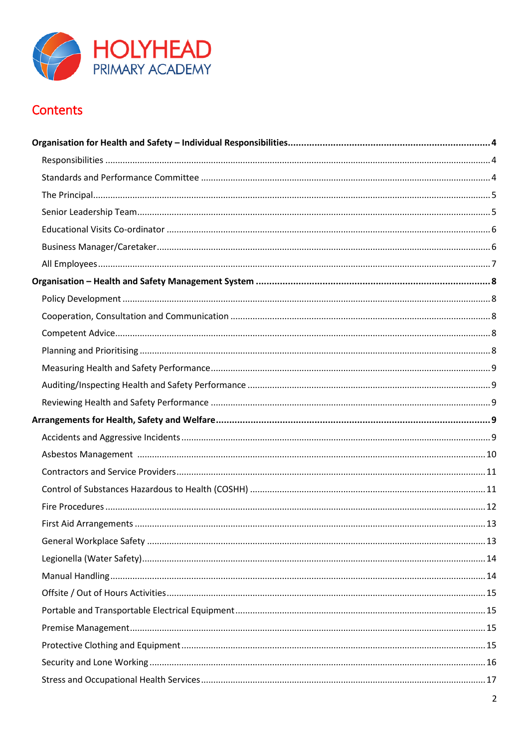HOLYHEAD PRIMARY ACADEMY

# Contents

**Organisation for Health and Safety – Individual Responsibilities .......... 4**

- Responsibilities .......... 4
- Standards and Performance Committee .......... 4
- The Principal .......... 5
- Senior Leadership Team .......... 5
- Educational Visits Co-ordinator .......... 6
- Business Manager/Caretaker .......... 6
- All Employees .......... 7

**Organisation – Health and Safety Management System .......... 8**

- Policy Development .......... 8
- Cooperation, Consultation and Communication .......... 8
- Competent Advice .......... 8
- Planning and Prioritising .......... 8
- Measuring Health and Safety Performance .......... 9
- Auditing/Inspecting Health and Safety Performance .......... 9
- Reviewing Health and Safety Performance .......... 9

**Arrangements for Health, Safety and Welfare .......... 9**

- Accidents and Aggressive Incidents .......... 9
- Asbestos Management .......... 10
- Contractors and Service Providers .......... 11
- Control of Substances Hazardous to Health (COSHH) .......... 11
- Fire Procedures .......... 12
- First Aid Arrangements .......... 13
- General Workplace Safety .......... 13
- Legionella (Water Safety) .......... 14
- Manual Handling .......... 14
- Offsite / Out of Hours Activities .......... 15
- Portable and Transportable Electrical Equipment .......... 15
- Premise Management .......... 15
- Protective Clothing and Equipment .......... 15
- Security and Lone Working .......... 16
- Stress and Occupational Health Services .......... 17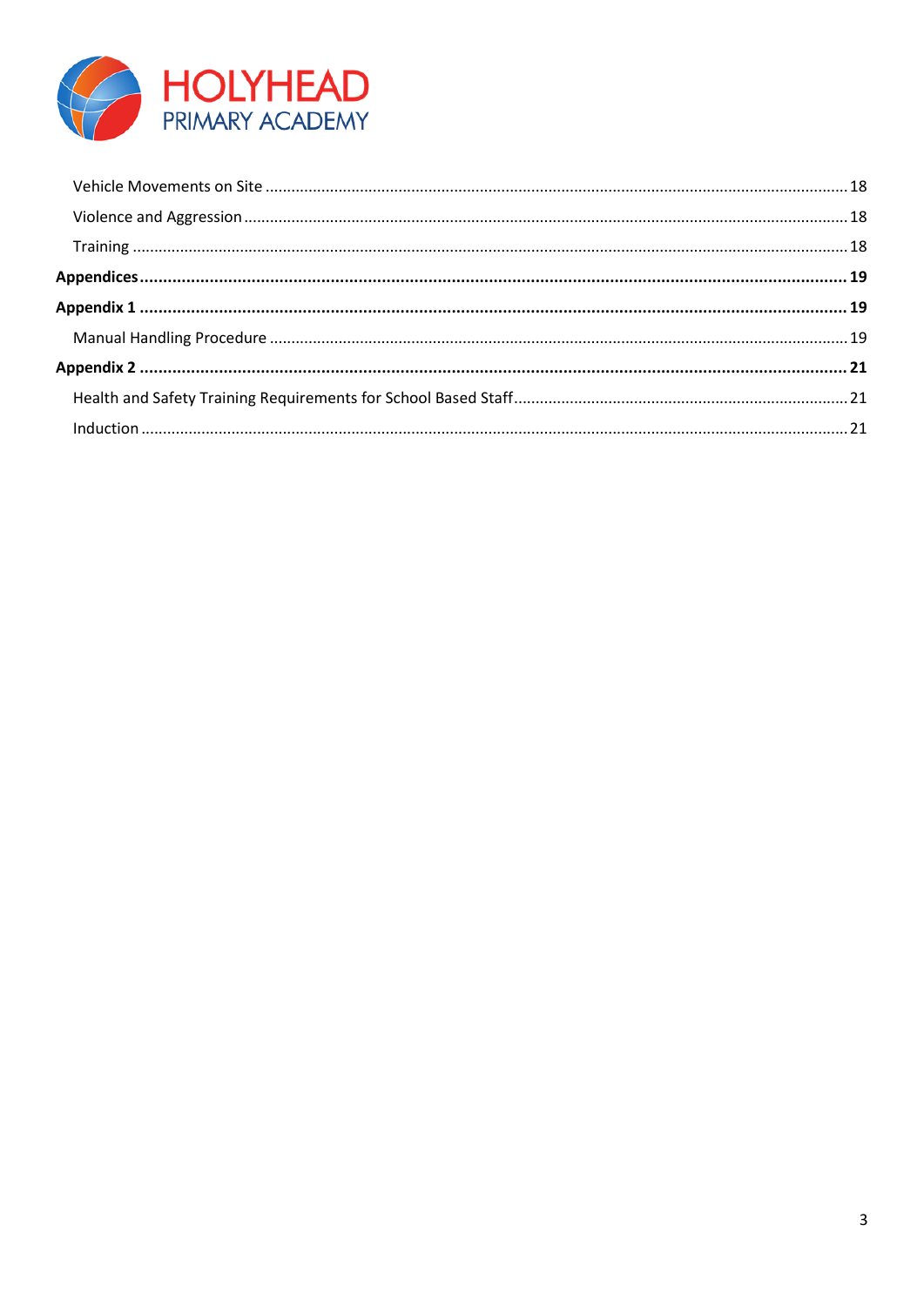Vehicle Movements on Site ..... 18

Violence and Aggression ..... 18

Training ..... 18

**Appendices ..... 19**

**Appendix 1 ..... 19**

Manual Handling Procedure ..... 19

**Appendix 2 ..... 21**

Health and Safety Training Requirements for School Based Staff ..... 21

Induction ..... 21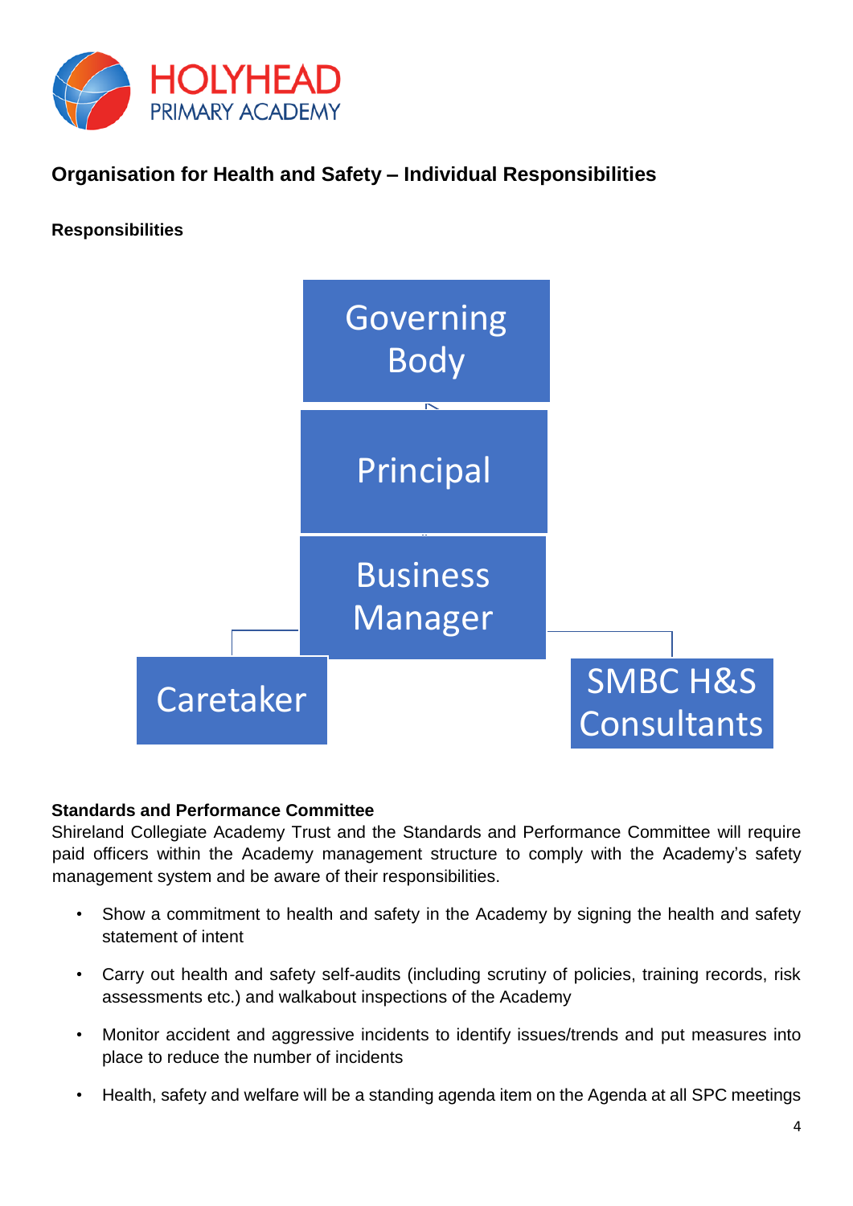## Organisation for Health and Safety – Individual Responsibilities

### Responsibilities

Governing Body

Principal

Business Manager

Caretaker

SMBC H&S Consultants

### Standards and Performance Committee

Shireland Collegiate Academy Trust and the Standards and Performance Committee will require paid officers within the Academy management structure to comply with the Academy's safety management system and be aware of their responsibilities.

- Show a commitment to health and safety in the Academy by signing the health and safety statement of intent
- Carry out health and safety self-audits (including scrutiny of policies, training records, risk assessments etc.) and walkabout inspections of the Academy
- Monitor accident and aggressive incidents to identify issues/trends and put measures into place to reduce the number of incidents
- Health, safety and welfare will be a standing agenda item on the Agenda at all SPC meetings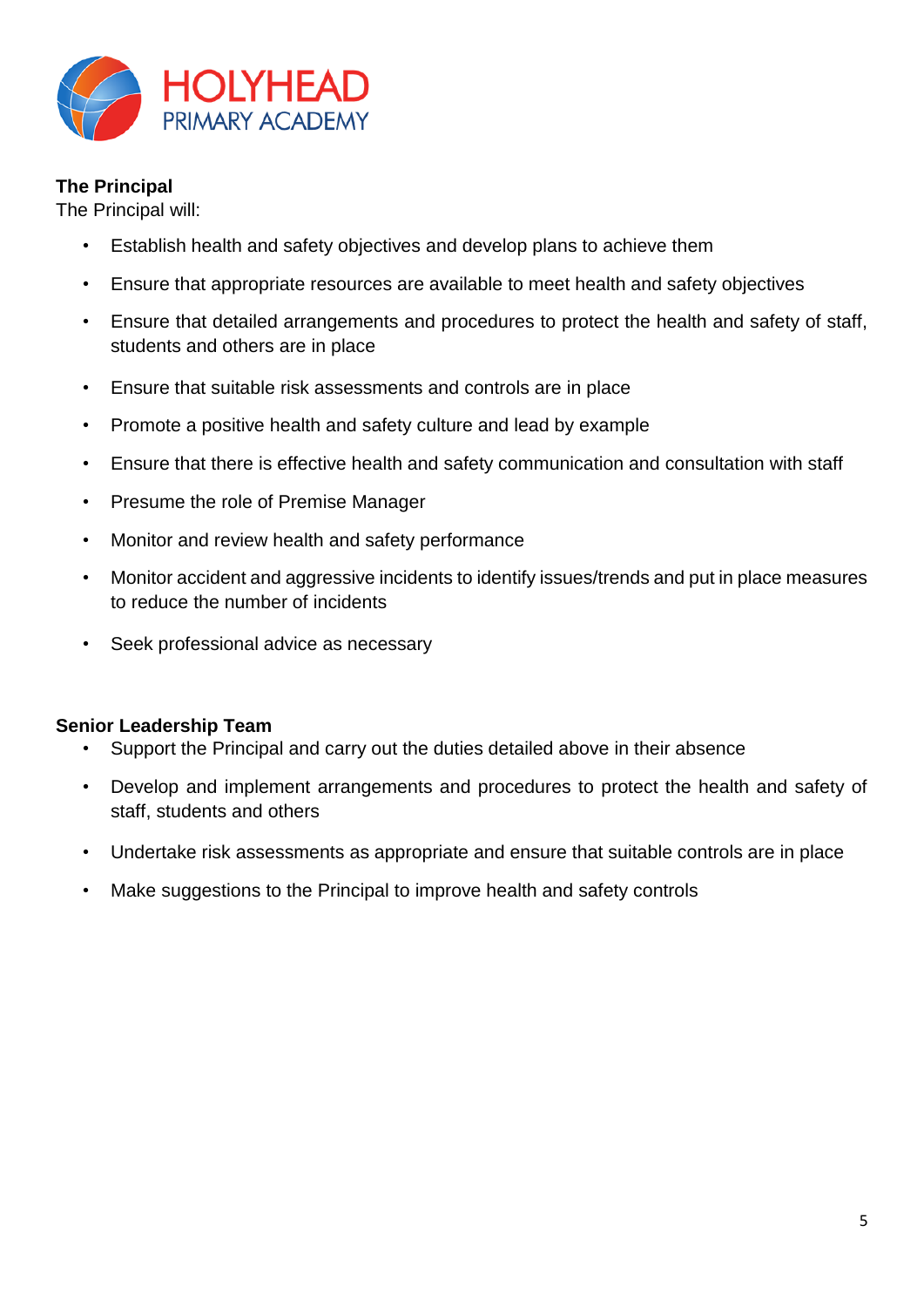**The Principal**

The Principal will:

- Establish health and safety objectives and develop plans to achieve them
- Ensure that appropriate resources are available to meet health and safety objectives
- Ensure that detailed arrangements and procedures to protect the health and safety of staff, students and others are in place
- Ensure that suitable risk assessments and controls are in place
- Promote a positive health and safety culture and lead by example
- Ensure that there is effective health and safety communication and consultation with staff
- Presume the role of Premise Manager
- Monitor and review health and safety performance
- Monitor accident and aggressive incidents to identify issues/trends and put in place measures to reduce the number of incidents
- Seek professional advice as necessary

**Senior Leadership Team**

- Support the Principal and carry out the duties detailed above in their absence
- Develop and implement arrangements and procedures to protect the health and safety of staff, students and others
- Undertake risk assessments as appropriate and ensure that suitable controls are in place
- Make suggestions to the Principal to improve health and safety controls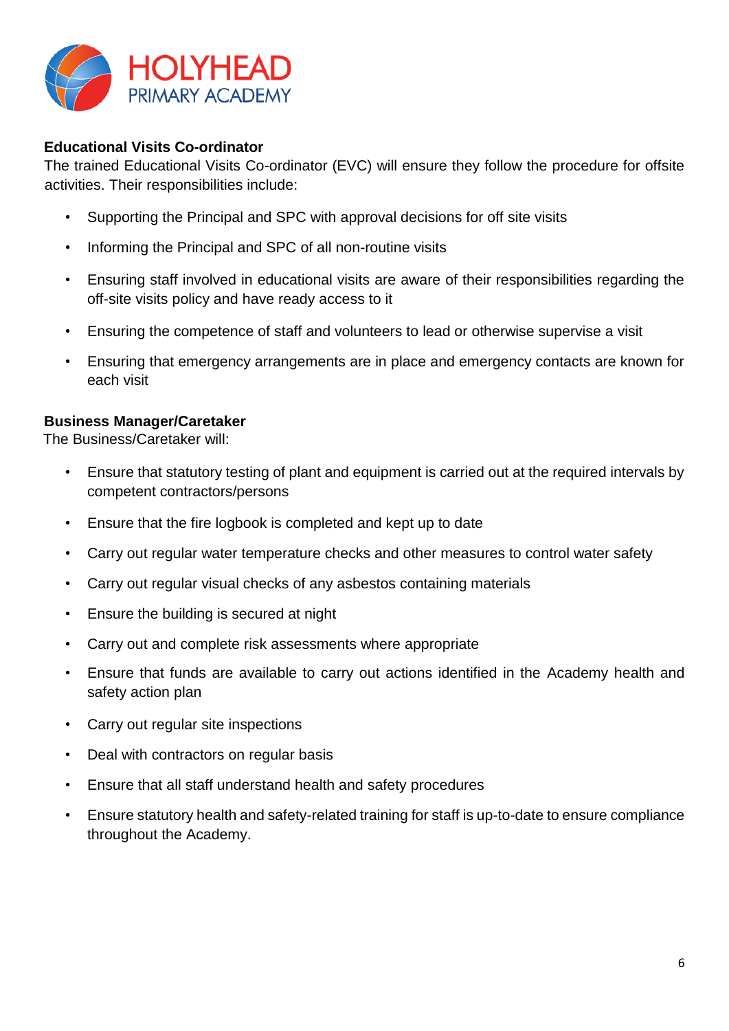**Educational Visits Co-ordinator**

The trained Educational Visits Co-ordinator (EVC) will ensure they follow the procedure for offsite activities. Their responsibilities include:

- Supporting the Principal and SPC with approval decisions for off site visits
- Informing the Principal and SPC of all non-routine visits
- Ensuring staff involved in educational visits are aware of their responsibilities regarding the off-site visits policy and have ready access to it
- Ensuring the competence of staff and volunteers to lead or otherwise supervise a visit
- Ensuring that emergency arrangements are in place and emergency contacts are known for each visit

**Business Manager/Caretaker**

The Business/Caretaker will:

- Ensure that statutory testing of plant and equipment is carried out at the required intervals by competent contractors/persons
- Ensure that the fire logbook is completed and kept up to date
- Carry out regular water temperature checks and other measures to control water safety
- Carry out regular visual checks of any asbestos containing materials
- Ensure the building is secured at night
- Carry out and complete risk assessments where appropriate
- Ensure that funds are available to carry out actions identified in the Academy health and safety action plan
- Carry out regular site inspections
- Deal with contractors on regular basis
- Ensure that all staff understand health and safety procedures
- Ensure statutory health and safety-related training for staff is up-to-date to ensure compliance throughout the Academy.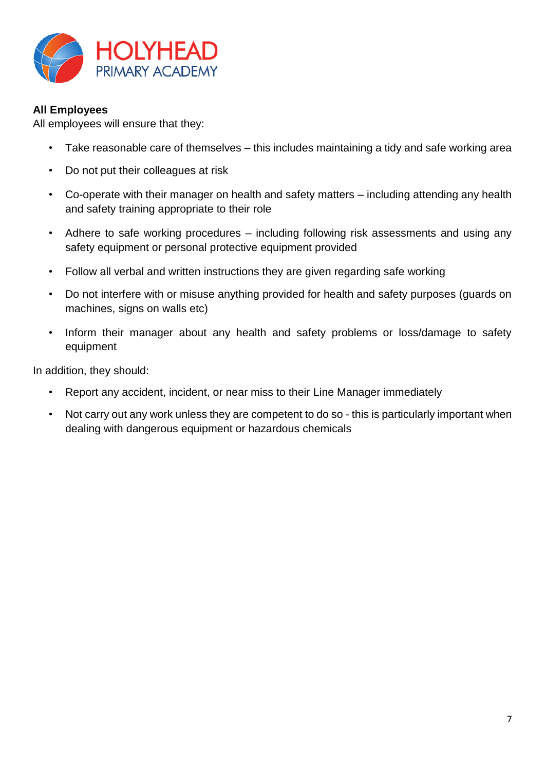**All Employees**

All employees will ensure that they:

- Take reasonable care of themselves – this includes maintaining a tidy and safe working area
- Do not put their colleagues at risk
- Co-operate with their manager on health and safety matters – including attending any health and safety training appropriate to their role
- Adhere to safe working procedures – including following risk assessments and using any safety equipment or personal protective equipment provided
- Follow all verbal and written instructions they are given regarding safe working
- Do not interfere with or misuse anything provided for health and safety purposes (guards on machines, signs on walls etc)
- Inform their manager about any health and safety problems or loss/damage to safety equipment

In addition, they should:

- Report any accident, incident, or near miss to their Line Manager immediately
- Not carry out any work unless they are competent to do so - this is particularly important when dealing with dangerous equipment or hazardous chemicals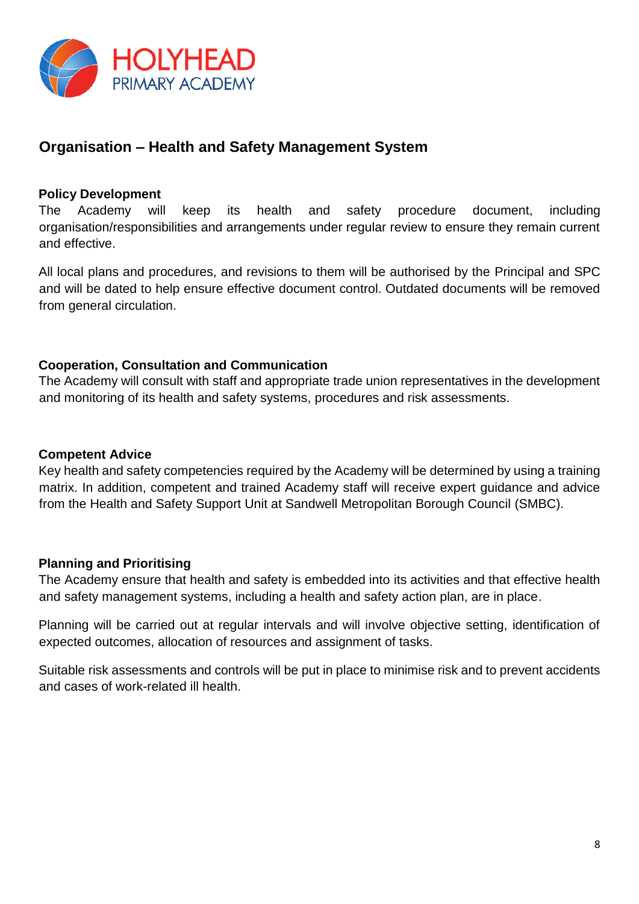## Organisation – Health and Safety Management System

### Policy Development

The Academy will keep its health and safety procedure document, including organisation/responsibilities and arrangements under regular review to ensure they remain current and effective.

All local plans and procedures, and revisions to them will be authorised by the Principal and SPC and will be dated to help ensure effective document control. Outdated documents will be removed from general circulation.

### Cooperation, Consultation and Communication

The Academy will consult with staff and appropriate trade union representatives in the development and monitoring of its health and safety systems, procedures and risk assessments.

### Competent Advice

Key health and safety competencies required by the Academy will be determined by using a training matrix. In addition, competent and trained Academy staff will receive expert guidance and advice from the Health and Safety Support Unit at Sandwell Metropolitan Borough Council (SMBC).

### Planning and Prioritising

The Academy ensure that health and safety is embedded into its activities and that effective health and safety management systems, including a health and safety action plan, are in place.

Planning will be carried out at regular intervals and will involve objective setting, identification of expected outcomes, allocation of resources and assignment of tasks.

Suitable risk assessments and controls will be put in place to minimise risk and to prevent accidents and cases of work-related ill health.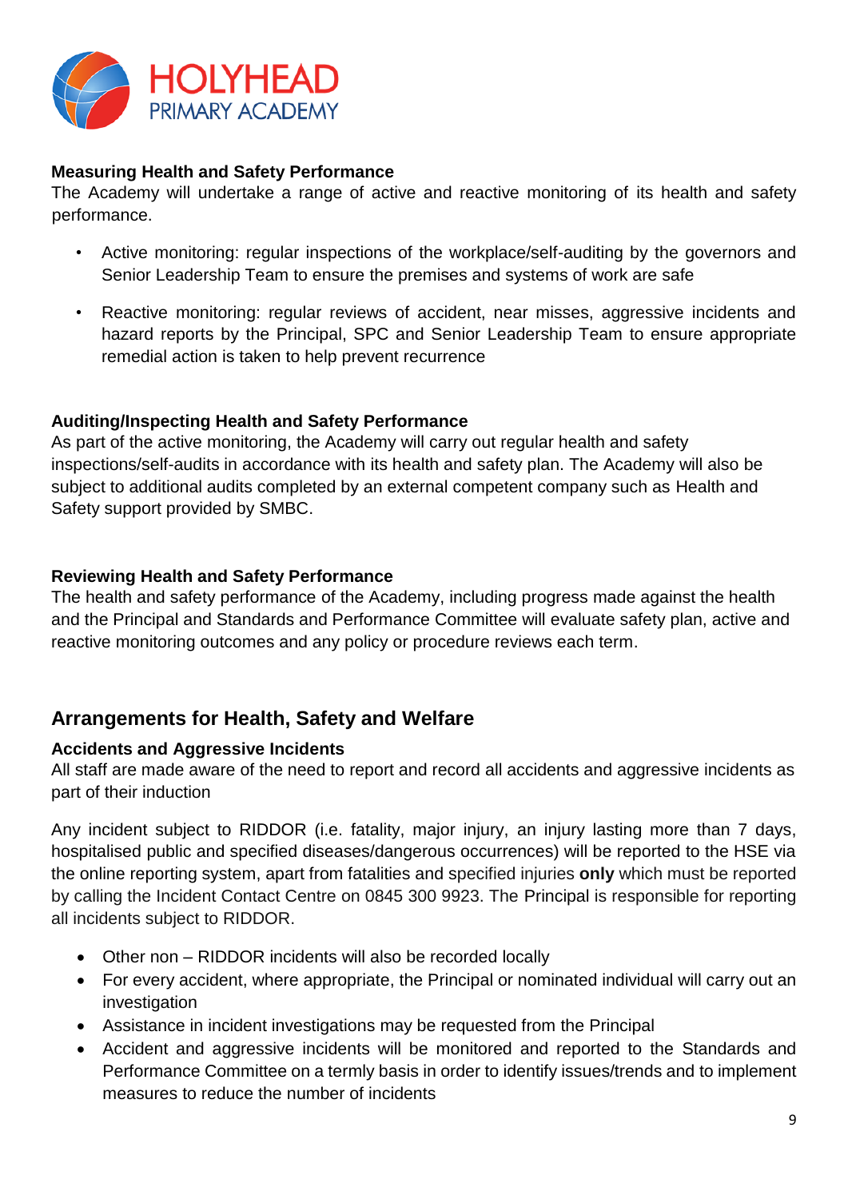**Measuring Health and Safety Performance**

The Academy will undertake a range of active and reactive monitoring of its health and safety performance.

- Active monitoring: regular inspections of the workplace/self-auditing by the governors and Senior Leadership Team to ensure the premises and systems of work are safe
- Reactive monitoring: regular reviews of accident, near misses, aggressive incidents and hazard reports by the Principal, SPC and Senior Leadership Team to ensure appropriate remedial action is taken to help prevent recurrence

**Auditing/Inspecting Health and Safety Performance**

As part of the active monitoring, the Academy will carry out regular health and safety inspections/self-audits in accordance with its health and safety plan. The Academy will also be subject to additional audits completed by an external competent company such as Health and Safety support provided by SMBC.

**Reviewing Health and Safety Performance**

The health and safety performance of the Academy, including progress made against the health and the Principal and Standards and Performance Committee will evaluate safety plan, active and reactive monitoring outcomes and any policy or procedure reviews each term.

## Arrangements for Health, Safety and Welfare

**Accidents and Aggressive Incidents**

All staff are made aware of the need to report and record all accidents and aggressive incidents as part of their induction

Any incident subject to RIDDOR (i.e. fatality, major injury, an injury lasting more than 7 days, hospitalised public and specified diseases/dangerous occurrences) will be reported to the HSE via the online reporting system, apart from fatalities and specified injuries **only** which must be reported by calling the Incident Contact Centre on 0845 300 9923. The Principal is responsible for reporting all incidents subject to RIDDOR.

- Other non – RIDDOR incidents will also be recorded locally
- For every accident, where appropriate, the Principal or nominated individual will carry out an investigation
- Assistance in incident investigations may be requested from the Principal
- Accident and aggressive incidents will be monitored and reported to the Standards and Performance Committee on a termly basis in order to identify issues/trends and to implement measures to reduce the number of incidents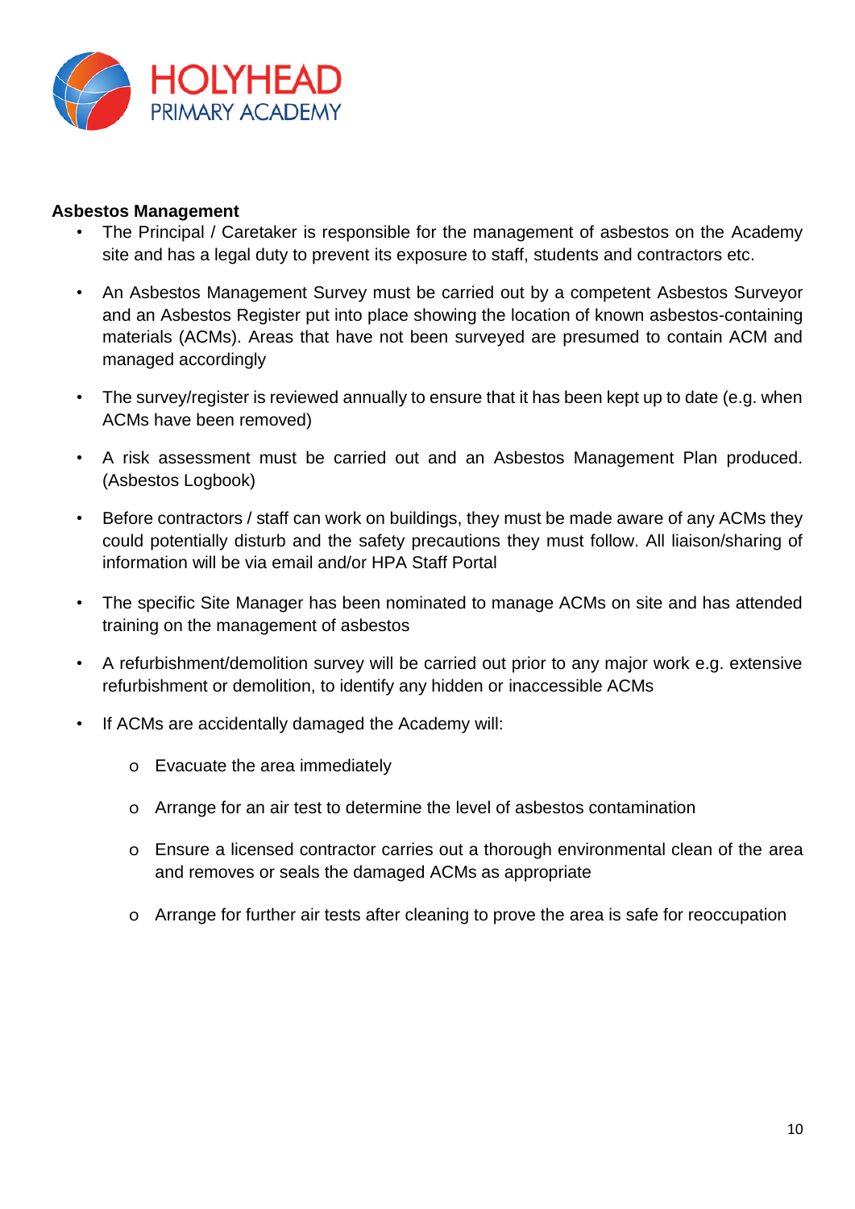**Asbestos Management**

- The Principal / Caretaker is responsible for the management of asbestos on the Academy site and has a legal duty to prevent its exposure to staff, students and contractors etc.
- An Asbestos Management Survey must be carried out by a competent Asbestos Surveyor and an Asbestos Register put into place showing the location of known asbestos-containing materials (ACMs). Areas that have not been surveyed are presumed to contain ACM and managed accordingly
- The survey/register is reviewed annually to ensure that it has been kept up to date (e.g. when ACMs have been removed)
- A risk assessment must be carried out and an Asbestos Management Plan produced. (Asbestos Logbook)
- Before contractors / staff can work on buildings, they must be made aware of any ACMs they could potentially disturb and the safety precautions they must follow. All liaison/sharing of information will be via email and/or HPA Staff Portal
- The specific Site Manager has been nominated to manage ACMs on site and has attended training on the management of asbestos
- A refurbishment/demolition survey will be carried out prior to any major work e.g. extensive refurbishment or demolition, to identify any hidden or inaccessible ACMs
- If ACMs are accidentally damaged the Academy will:
    - Evacuate the area immediately
    - Arrange for an air test to determine the level of asbestos contamination
    - Ensure a licensed contractor carries out a thorough environmental clean of the area and removes or seals the damaged ACMs as appropriate
    - Arrange for further air tests after cleaning to prove the area is safe for reoccupation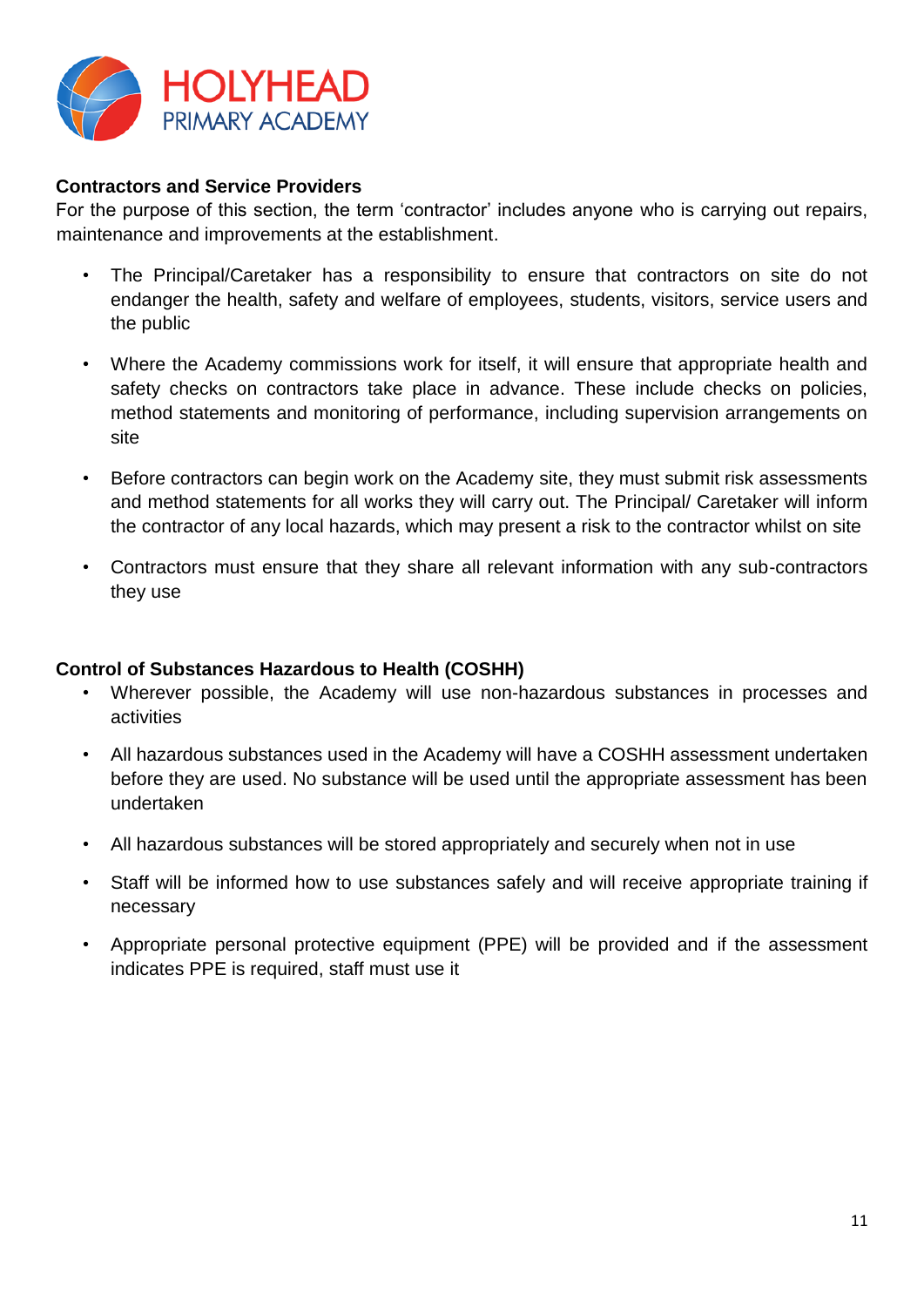**Contractors and Service Providers**

For the purpose of this section, the term 'contractor' includes anyone who is carrying out repairs, maintenance and improvements at the establishment.

- The Principal/Caretaker has a responsibility to ensure that contractors on site do not endanger the health, safety and welfare of employees, students, visitors, service users and the public
- Where the Academy commissions work for itself, it will ensure that appropriate health and safety checks on contractors take place in advance. These include checks on policies, method statements and monitoring of performance, including supervision arrangements on site
- Before contractors can begin work on the Academy site, they must submit risk assessments and method statements for all works they will carry out. The Principal/ Caretaker will inform the contractor of any local hazards, which may present a risk to the contractor whilst on site
- Contractors must ensure that they share all relevant information with any sub-contractors they use

**Control of Substances Hazardous to Health (COSHH)**

- Wherever possible, the Academy will use non-hazardous substances in processes and activities
- All hazardous substances used in the Academy will have a COSHH assessment undertaken before they are used. No substance will be used until the appropriate assessment has been undertaken
- All hazardous substances will be stored appropriately and securely when not in use
- Staff will be informed how to use substances safely and will receive appropriate training if necessary
- Appropriate personal protective equipment (PPE) will be provided and if the assessment indicates PPE is required, staff must use it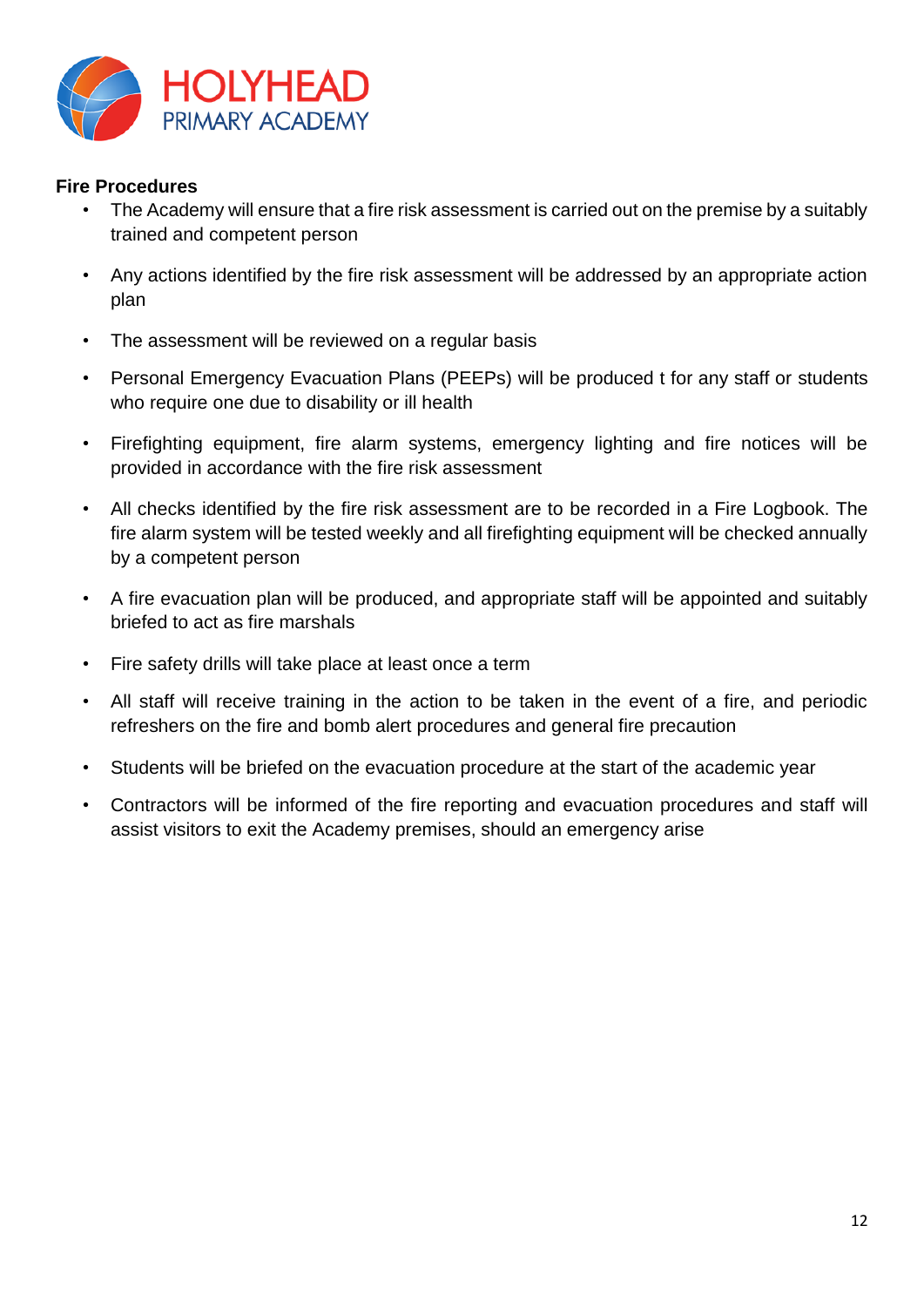**Fire Procedures**

- The Academy will ensure that a fire risk assessment is carried out on the premise by a suitably trained and competent person
- Any actions identified by the fire risk assessment will be addressed by an appropriate action plan
- The assessment will be reviewed on a regular basis
- Personal Emergency Evacuation Plans (PEEPs) will be produced t for any staff or students who require one due to disability or ill health
- Firefighting equipment, fire alarm systems, emergency lighting and fire notices will be provided in accordance with the fire risk assessment
- All checks identified by the fire risk assessment are to be recorded in a Fire Logbook. The fire alarm system will be tested weekly and all firefighting equipment will be checked annually by a competent person
- A fire evacuation plan will be produced, and appropriate staff will be appointed and suitably briefed to act as fire marshals
- Fire safety drills will take place at least once a term
- All staff will receive training in the action to be taken in the event of a fire, and periodic refreshers on the fire and bomb alert procedures and general fire precaution
- Students will be briefed on the evacuation procedure at the start of the academic year
- Contractors will be informed of the fire reporting and evacuation procedures and staff will assist visitors to exit the Academy premises, should an emergency arise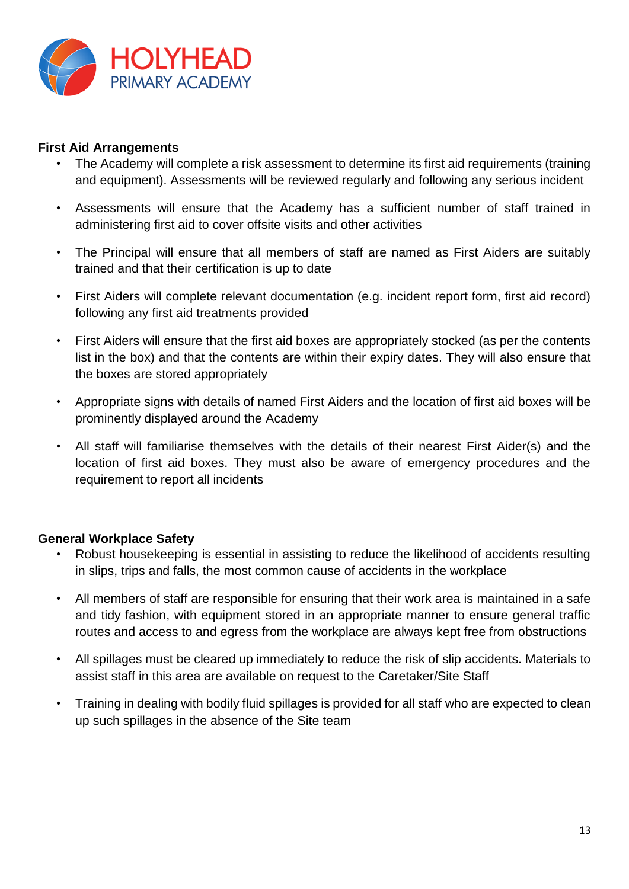**First Aid Arrangements**

- The Academy will complete a risk assessment to determine its first aid requirements (training and equipment). Assessments will be reviewed regularly and following any serious incident
- Assessments will ensure that the Academy has a sufficient number of staff trained in administering first aid to cover offsite visits and other activities
- The Principal will ensure that all members of staff are named as First Aiders are suitably trained and that their certification is up to date
- First Aiders will complete relevant documentation (e.g. incident report form, first aid record) following any first aid treatments provided
- First Aiders will ensure that the first aid boxes are appropriately stocked (as per the contents list in the box) and that the contents are within their expiry dates. They will also ensure that the boxes are stored appropriately
- Appropriate signs with details of named First Aiders and the location of first aid boxes will be prominently displayed around the Academy
- All staff will familiarise themselves with the details of their nearest First Aider(s) and the location of first aid boxes. They must also be aware of emergency procedures and the requirement to report all incidents

**General Workplace Safety**

- Robust housekeeping is essential in assisting to reduce the likelihood of accidents resulting in slips, trips and falls, the most common cause of accidents in the workplace
- All members of staff are responsible for ensuring that their work area is maintained in a safe and tidy fashion, with equipment stored in an appropriate manner to ensure general traffic routes and access to and egress from the workplace are always kept free from obstructions
- All spillages must be cleared up immediately to reduce the risk of slip accidents. Materials to assist staff in this area are available on request to the Caretaker/Site Staff
- Training in dealing with bodily fluid spillages is provided for all staff who are expected to clean up such spillages in the absence of the Site team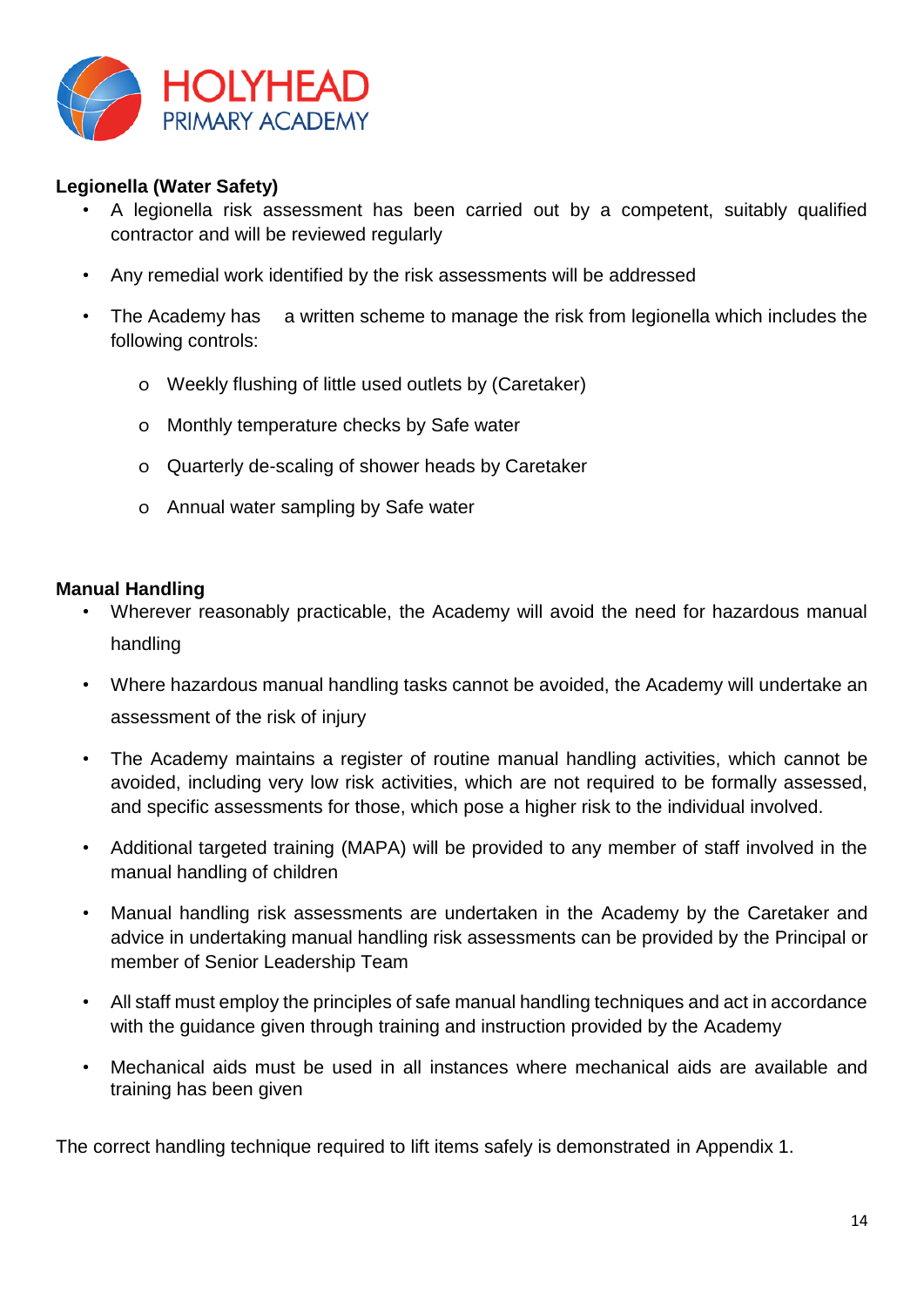**Legionella (Water Safety)**

- A legionella risk assessment has been carried out by a competent, suitably qualified contractor and will be reviewed regularly
- Any remedial work identified by the risk assessments will be addressed
- The Academy has a written scheme to manage the risk from legionella which includes the following controls:
  - Weekly flushing of little used outlets by (Caretaker)
  - Monthly temperature checks by Safe water
  - Quarterly de-scaling of shower heads by Caretaker
  - Annual water sampling by Safe water

**Manual Handling**

- Wherever reasonably practicable, the Academy will avoid the need for hazardous manual handling
- Where hazardous manual handling tasks cannot be avoided, the Academy will undertake an assessment of the risk of injury
- The Academy maintains a register of routine manual handling activities, which cannot be avoided, including very low risk activities, which are not required to be formally assessed, and specific assessments for those, which pose a higher risk to the individual involved.
- Additional targeted training (MAPA) will be provided to any member of staff involved in the manual handling of children
- Manual handling risk assessments are undertaken in the Academy by the Caretaker and advice in undertaking manual handling risk assessments can be provided by the Principal or member of Senior Leadership Team
- All staff must employ the principles of safe manual handling techniques and act in accordance with the guidance given through training and instruction provided by the Academy
- Mechanical aids must be used in all instances where mechanical aids are available and training has been given

The correct handling technique required to lift items safely is demonstrated in Appendix 1.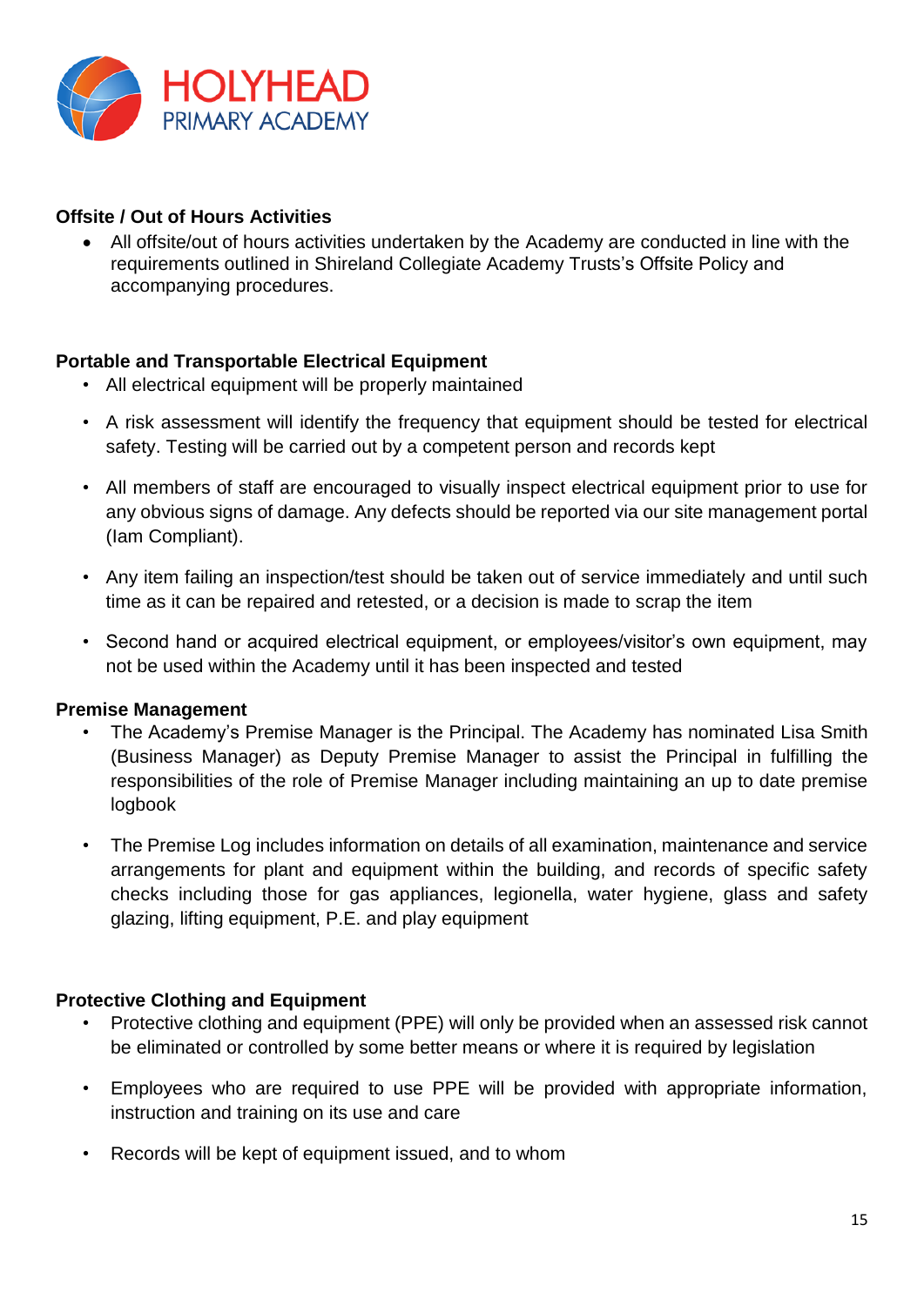**Offsite / Out of Hours Activities**

- All offsite/out of hours activities undertaken by the Academy are conducted in line with the requirements outlined in Shireland Collegiate Academy Trusts's Offsite Policy and accompanying procedures.

**Portable and Transportable Electrical Equipment**

- All electrical equipment will be properly maintained
- A risk assessment will identify the frequency that equipment should be tested for electrical safety. Testing will be carried out by a competent person and records kept
- All members of staff are encouraged to visually inspect electrical equipment prior to use for any obvious signs of damage. Any defects should be reported via our site management portal (Iam Compliant).
- Any item failing an inspection/test should be taken out of service immediately and until such time as it can be repaired and retested, or a decision is made to scrap the item
- Second hand or acquired electrical equipment, or employees/visitor's own equipment, may not be used within the Academy until it has been inspected and tested

**Premise Management**

- The Academy's Premise Manager is the Principal. The Academy has nominated Lisa Smith (Business Manager) as Deputy Premise Manager to assist the Principal in fulfilling the responsibilities of the role of Premise Manager including maintaining an up to date premise logbook
- The Premise Log includes information on details of all examination, maintenance and service arrangements for plant and equipment within the building, and records of specific safety checks including those for gas appliances, legionella, water hygiene, glass and safety glazing, lifting equipment, P.E. and play equipment

**Protective Clothing and Equipment**

- Protective clothing and equipment (PPE) will only be provided when an assessed risk cannot be eliminated or controlled by some better means or where it is required by legislation
- Employees who are required to use PPE will be provided with appropriate information, instruction and training on its use and care
- Records will be kept of equipment issued, and to whom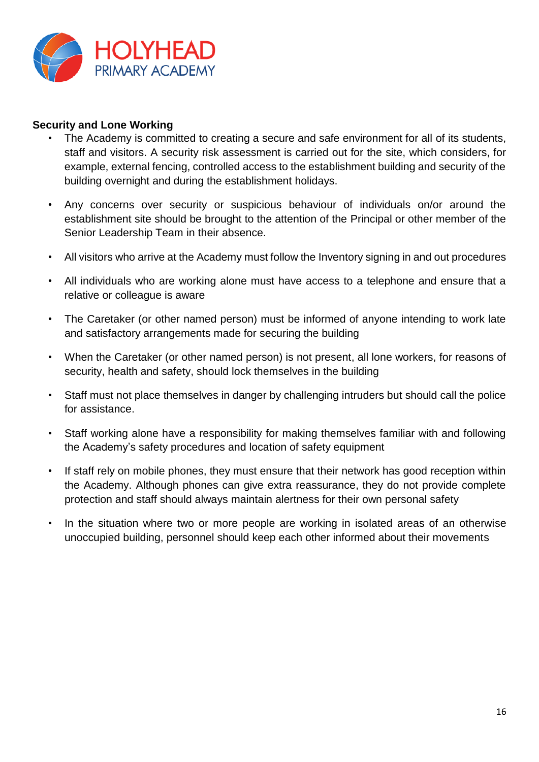**Security and Lone Working**

- The Academy is committed to creating a secure and safe environment for all of its students, staff and visitors. A security risk assessment is carried out for the site, which considers, for example, external fencing, controlled access to the establishment building and security of the building overnight and during the establishment holidays.
- Any concerns over security or suspicious behaviour of individuals on/or around the establishment site should be brought to the attention of the Principal or other member of the Senior Leadership Team in their absence.
- All visitors who arrive at the Academy must follow the Inventory signing in and out procedures
- All individuals who are working alone must have access to a telephone and ensure that a relative or colleague is aware
- The Caretaker (or other named person) must be informed of anyone intending to work late and satisfactory arrangements made for securing the building
- When the Caretaker (or other named person) is not present, all lone workers, for reasons of security, health and safety, should lock themselves in the building
- Staff must not place themselves in danger by challenging intruders but should call the police for assistance.
- Staff working alone have a responsibility for making themselves familiar with and following the Academy's safety procedures and location of safety equipment
- If staff rely on mobile phones, they must ensure that their network has good reception within the Academy. Although phones can give extra reassurance, they do not provide complete protection and staff should always maintain alertness for their own personal safety
- In the situation where two or more people are working in isolated areas of an otherwise unoccupied building, personnel should keep each other informed about their movements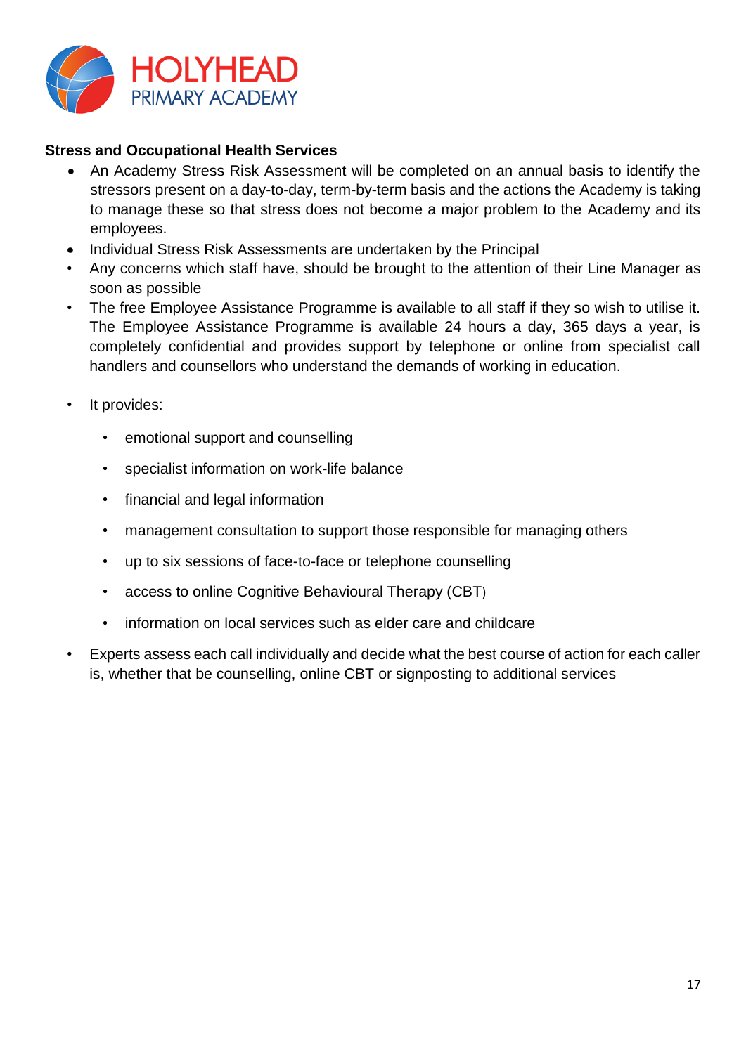**Stress and Occupational Health Services**

- An Academy Stress Risk Assessment will be completed on an annual basis to identify the stressors present on a day-to-day, term-by-term basis and the actions the Academy is taking to manage these so that stress does not become a major problem to the Academy and its employees.
- Individual Stress Risk Assessments are undertaken by the Principal
- Any concerns which staff have, should be brought to the attention of their Line Manager as soon as possible
- The free Employee Assistance Programme is available to all staff if they so wish to utilise it. The Employee Assistance Programme is available 24 hours a day, 365 days a year, is completely confidential and provides support by telephone or online from specialist call handlers and counsellors who understand the demands of working in education.
- It provides:
  - emotional support and counselling
  - specialist information on work-life balance
  - financial and legal information
  - management consultation to support those responsible for managing others
  - up to six sessions of face-to-face or telephone counselling
  - access to online Cognitive Behavioural Therapy (CBT)
  - information on local services such as elder care and childcare
- Experts assess each call individually and decide what the best course of action for each caller is, whether that be counselling, online CBT or signposting to additional services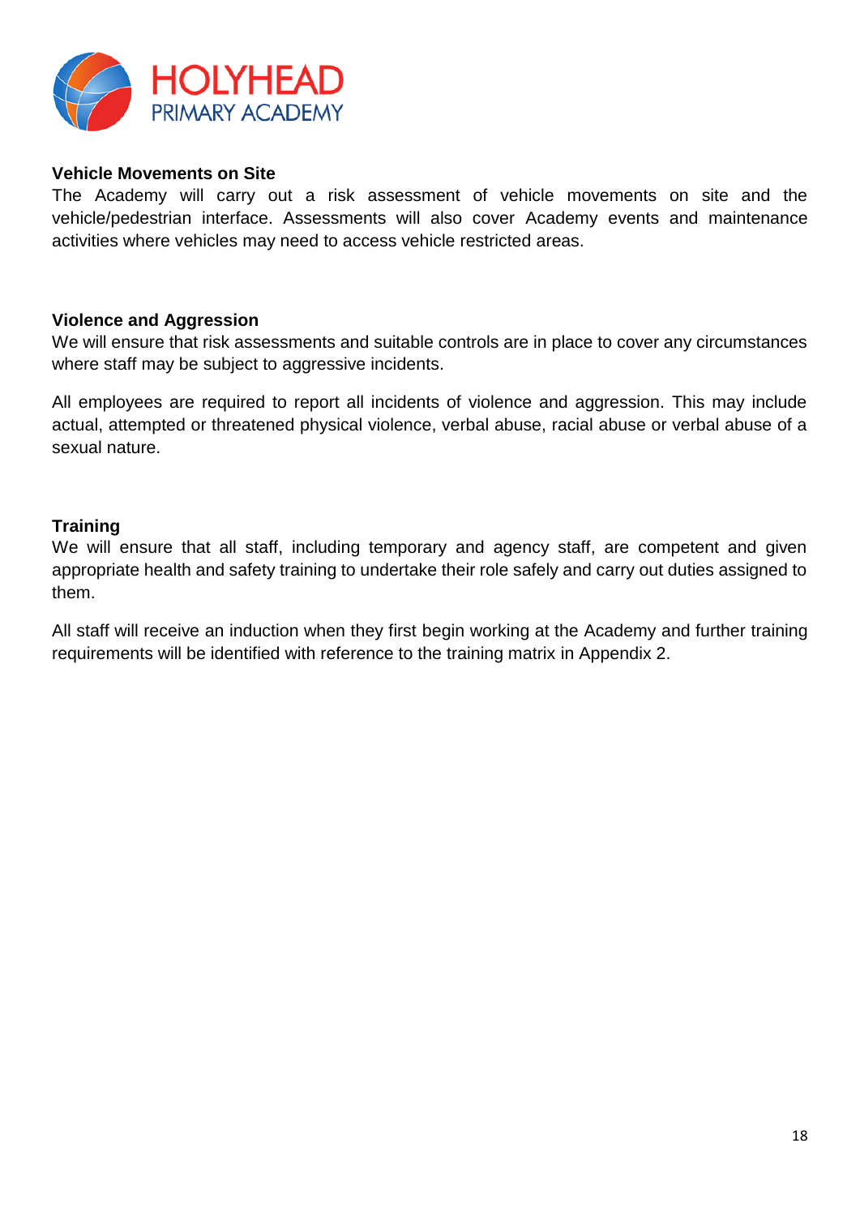### Vehicle Movements on Site

The Academy will carry out a risk assessment of vehicle movements on site and the vehicle/pedestrian interface. Assessments will also cover Academy events and maintenance activities where vehicles may need to access vehicle restricted areas.

### Violence and Aggression

We will ensure that risk assessments and suitable controls are in place to cover any circumstances where staff may be subject to aggressive incidents.

All employees are required to report all incidents of violence and aggression. This may include actual, attempted or threatened physical violence, verbal abuse, racial abuse or verbal abuse of a sexual nature.

### Training

We will ensure that all staff, including temporary and agency staff, are competent and given appropriate health and safety training to undertake their role safely and carry out duties assigned to them.

All staff will receive an induction when they first begin working at the Academy and further training requirements will be identified with reference to the training matrix in Appendix 2.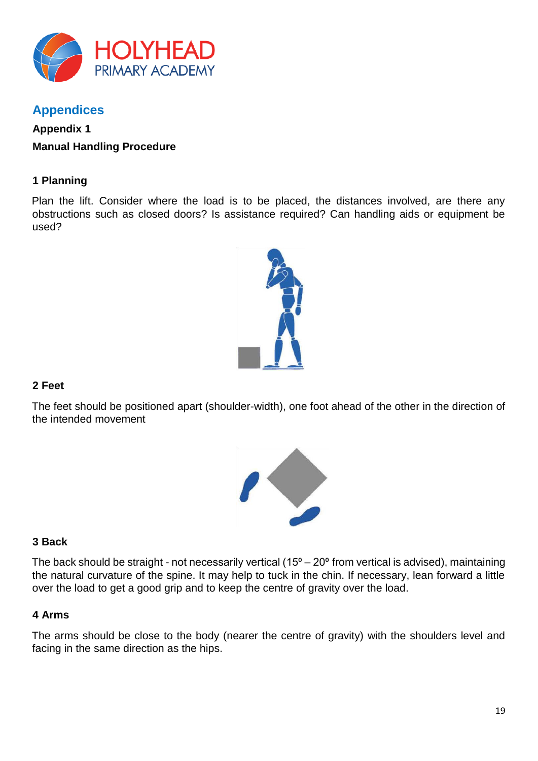## Appendices

**Appendix 1**

**Manual Handling Procedure**

**1 Planning**

Plan the lift. Consider where the load is to be placed, the distances involved, are there any obstructions such as closed doors? Is assistance required? Can handling aids or equipment be used?

**2 Feet**

The feet should be positioned apart (shoulder-width), one foot ahead of the other in the direction of the intended movement

**3 Back**

The back should be straight - not necessarily vertical (15º – 20º from vertical is advised), maintaining the natural curvature of the spine. It may help to tuck in the chin. If necessary, lean forward a little over the load to get a good grip and to keep the centre of gravity over the load.

**4 Arms**

The arms should be close to the body (nearer the centre of gravity) with the shoulders level and facing in the same direction as the hips.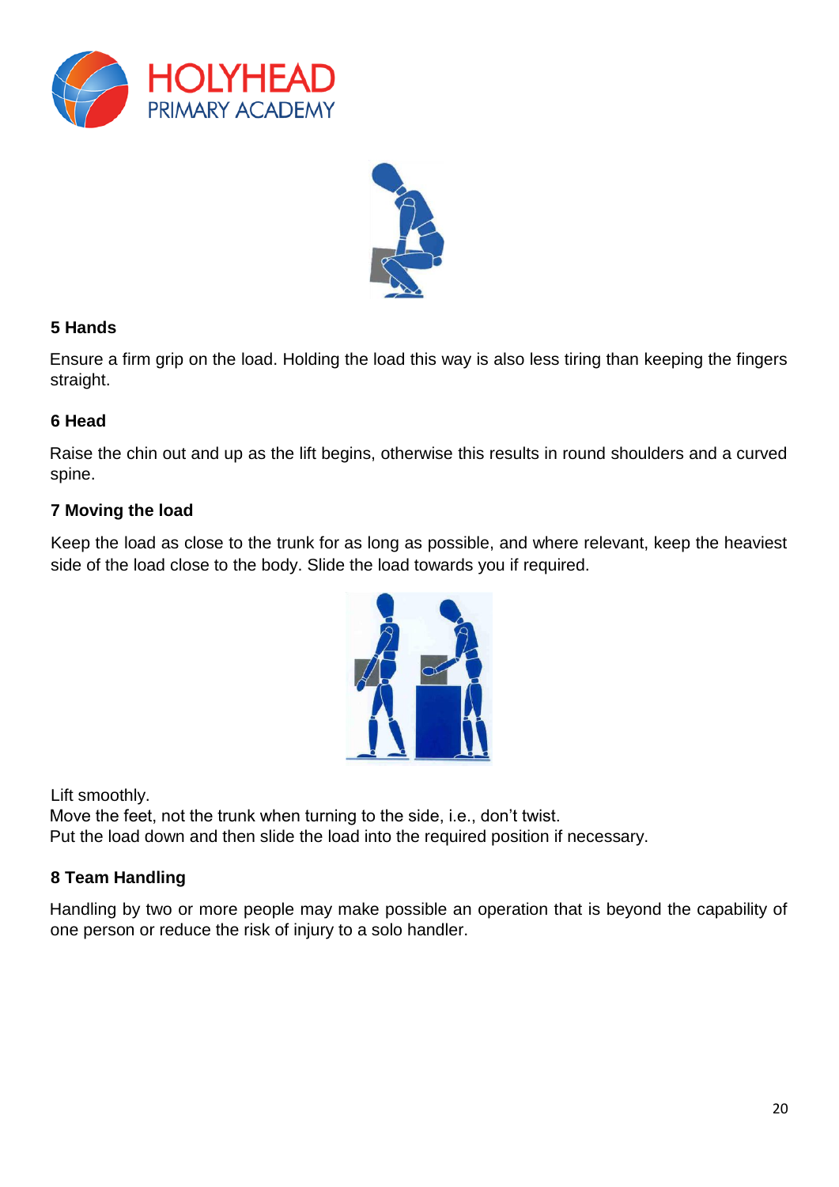### 5 Hands

Ensure a firm grip on the load. Holding the load this way is also less tiring than keeping the fingers straight.

### 6 Head

Raise the chin out and up as the lift begins, otherwise this results in round shoulders and a curved spine.

### 7 Moving the load

Keep the load as close to the trunk for as long as possible, and where relevant, keep the heaviest side of the load close to the body. Slide the load towards you if required.

Lift smoothly.
Move the feet, not the trunk when turning to the side, i.e., don't twist.
Put the load down and then slide the load into the required position if necessary.

### 8 Team Handling

Handling by two or more people may make possible an operation that is beyond the capability of one person or reduce the risk of injury to a solo handler.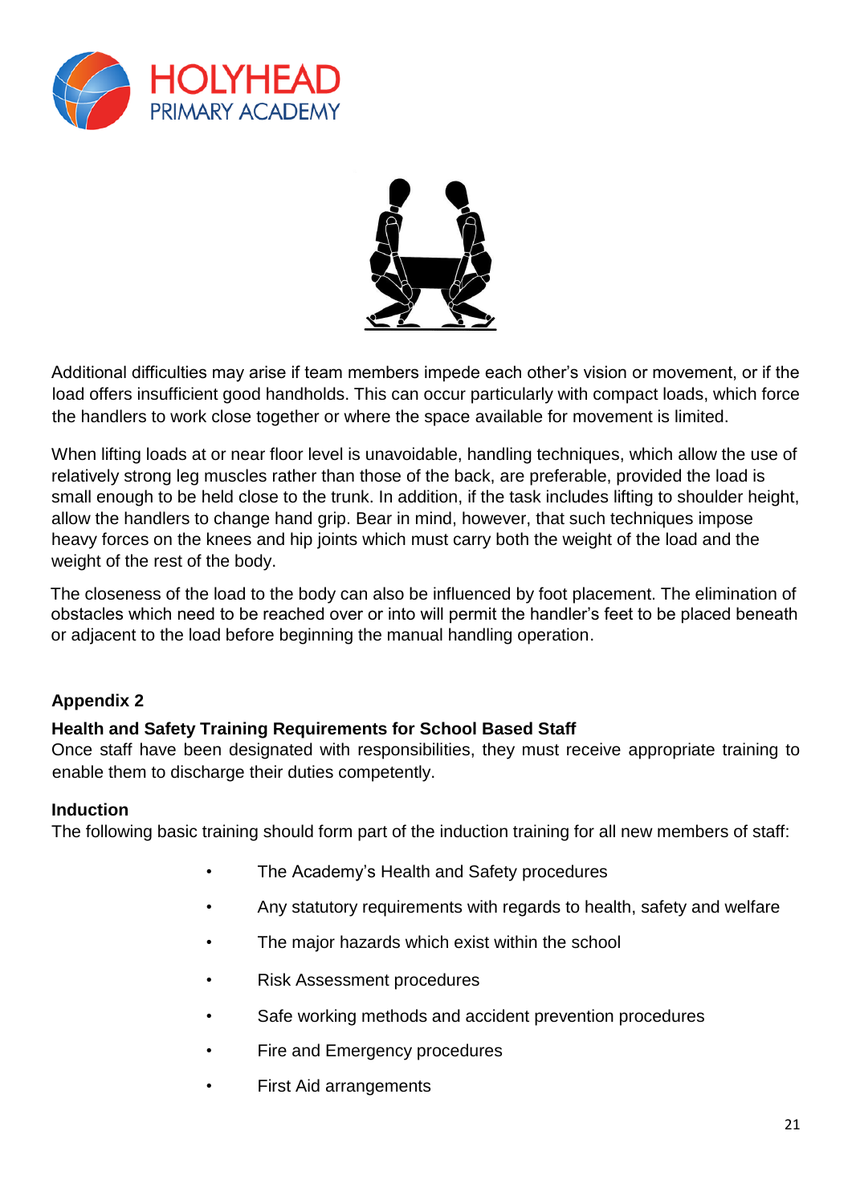Additional difficulties may arise if team members impede each other's vision or movement, or if the load offers insufficient good handholds. This can occur particularly with compact loads, which force the handlers to work close together or where the space available for movement is limited.

When lifting loads at or near floor level is unavoidable, handling techniques, which allow the use of relatively strong leg muscles rather than those of the back, are preferable, provided the load is small enough to be held close to the trunk. In addition, if the task includes lifting to shoulder height, allow the handlers to change hand grip. Bear in mind, however, that such techniques impose heavy forces on the knees and hip joints which must carry both the weight of the load and the weight of the rest of the body.

The closeness of the load to the body can also be influenced by foot placement. The elimination of obstacles which need to be reached over or into will permit the handler's feet to be placed beneath or adjacent to the load before beginning the manual handling operation.

## Appendix 2

### Health and Safety Training Requirements for School Based Staff

Once staff have been designated with responsibilities, they must receive appropriate training to enable them to discharge their duties competently.

### Induction

The following basic training should form part of the induction training for all new members of staff:

- The Academy's Health and Safety procedures
- Any statutory requirements with regards to health, safety and welfare
- The major hazards which exist within the school
- Risk Assessment procedures
- Safe working methods and accident prevention procedures
- Fire and Emergency procedures
- First Aid arrangements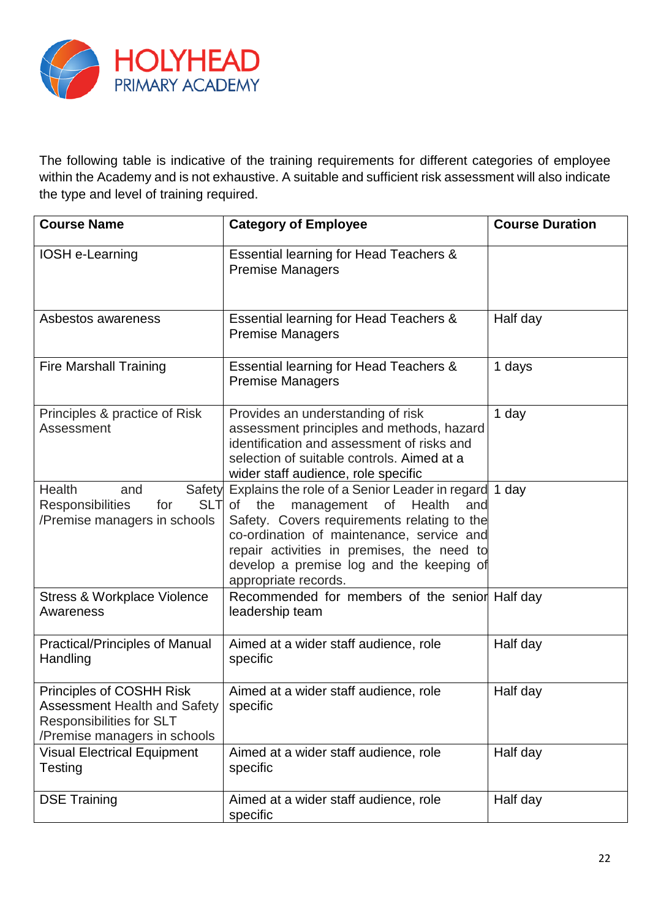The following table is indicative of the training requirements for different categories of employee within the Academy and is not exhaustive. A suitable and sufficient risk assessment will also indicate the type and level of training required.

| Course Name | Category of Employee | Course Duration |
|---|---|---|
| IOSH e-Learning | Essential learning for Head Teachers & Premise Managers | |
| Asbestos awareness | Essential learning for Head Teachers & Premise Managers | Half day |
| Fire Marshall Training | Essential learning for Head Teachers & Premise Managers | 1 days |
| Principles & practice of Risk Assessment | Provides an understanding of risk assessment principles and methods, hazard identification and assessment of risks and selection of suitable controls. Aimed at a wider staff audience, role specific | 1 day |
| Health and Safety Responsibilities for SLT /Premise managers in schools | Explains the role of a Senior Leader in regard of the management of Health and Safety. Covers requirements relating to the co-ordination of maintenance, service and repair activities in premises, the need to develop a premise log and the keeping of appropriate records. | 1 day |
| Stress & Workplace Violence Awareness | Recommended for members of the senior leadership team | Half day |
| Practical/Principles of Manual Handling | Aimed at a wider staff audience, role specific | Half day |
| Principles of COSHH Risk Assessment Health and Safety Responsibilities for SLT /Premise managers in schools | Aimed at a wider staff audience, role specific | Half day |
| Visual Electrical Equipment Testing | Aimed at a wider staff audience, role specific | Half day |
| DSE Training | Aimed at a wider staff audience, role specific | Half day |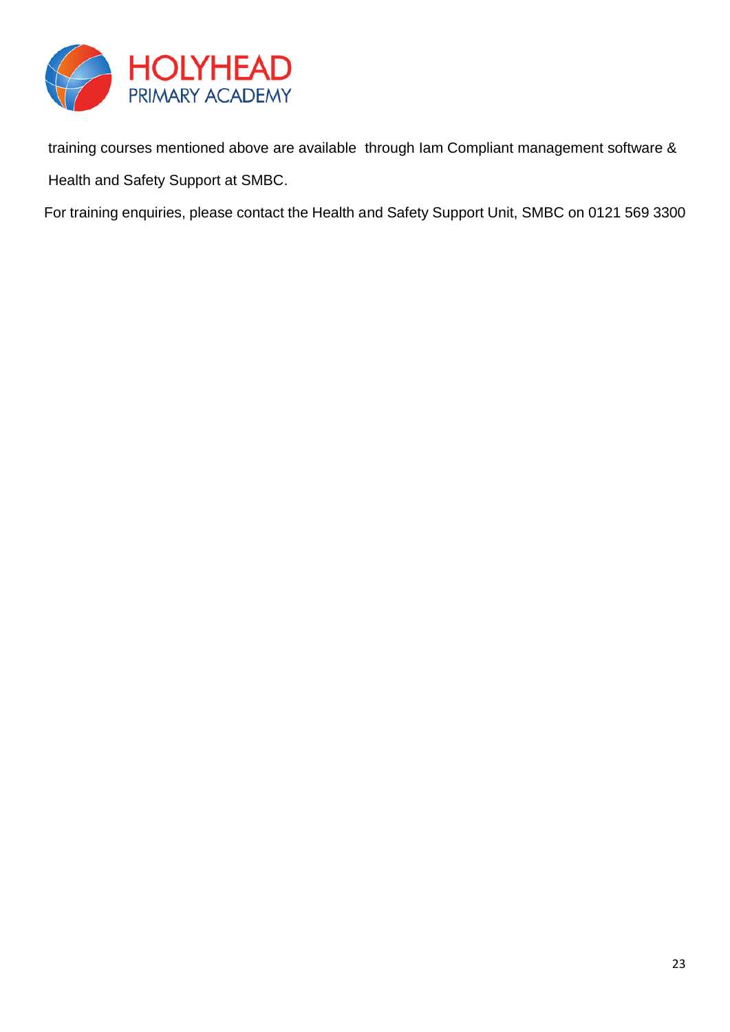training courses mentioned above are available through Iam Compliant management software & Health and Safety Support at SMBC.

For training enquiries, please contact the Health and Safety Support Unit, SMBC on 0121 569 3300